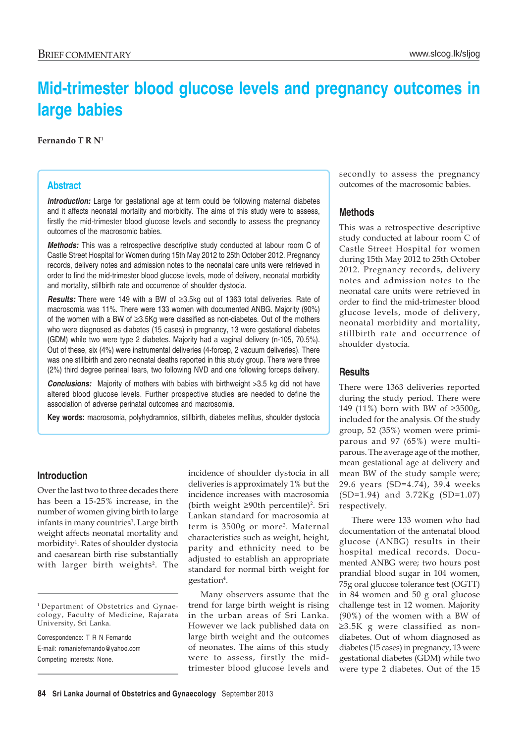# Mid-trimester blood glucose levels and pregnancy outcomes in large babies

**Fernando T R N**[1]

## Abstract

***Introduction:*** Large for gestational age at term could be following maternal diabetes and it affects neonatal mortality and morbidity. The aims of this study were to assess, firstly the mid-trimester blood glucose levels and secondly to assess the pregnancy outcomes of the macrosomic babies.

***Methods:*** This was a retrospective descriptive study conducted at labour room C of Castle Street Hospital for Women during 15th May 2012 to 25th October 2012. Pregnancy records, delivery notes and admission notes to the neonatal care units were retrieved in order to find the mid-trimester blood glucose levels, mode of delivery, neonatal morbidity and mortality, stillbirth rate and occurrence of shoulder dystocia.

***Results:*** There were 149 with a BW of ≥3.5kg out of 1363 total deliveries. Rate of macrosomia was 11%. There were 133 women with documented ANBG. Majority (90%) of the women with a BW of ≥3.5Kg were classified as non-diabetes. Out of the mothers who were diagnosed as diabetes (15 cases) in pregnancy, 13 were gestational diabetes (GDM) while two were type 2 diabetes. Majority had a vaginal delivery (n-105, 70.5%). Out of these, six (4%) were instrumental deliveries (4-forcep, 2 vacuum deliveries). There was one stillbirth and zero neonatal deaths reported in this study group. There were three (2%) third degree perineal tears, two following NVD and one following forceps delivery.

***Conclusions:*** Majority of mothers with babies with birthweight >3.5 kg did not have altered blood glucose levels. Further prospective studies are needed to define the association of adverse perinatal outcomes and macrosomia.

**Key words:** macrosomia, polyhydramnios, stillbirth, diabetes mellitus, shoulder dystocia

## Introduction

Over the last two to three decades there has been a 15-25% increase, in the number of women giving birth to large infants in many countries[1]. Large birth weight affects neonatal mortality and morbidity[1]. Rates of shoulder dystocia and caesarean birth rise substantially with larger birth weights[2]. The incidence of shoulder dystocia in all deliveries is approximately 1% but the incidence increases with macrosomia (birth weight ≥90th percentile)[2]. Sri Lankan standard for macrosomia at term is 3500g or more[3]. Maternal characteristics such as weight, height, parity and ethnicity need to be adjusted to establish an appropriate standard for normal birth weight for gestation[4].

Many observers assume that the trend for large birth weight is rising in the urban areas of Sri Lanka. However we lack published data on large birth weight and the outcomes of neonates. The aims of this study were to assess, firstly the mid-trimester blood glucose levels and secondly to assess the pregnancy outcomes of the macrosomic babies.

[1] Department of Obstetrics and Gynaecology, Faculty of Medicine, Rajarata University, Sri Lanka.

Correspondence: T R N Fernando

E-mail: romaniefernando@yahoo.com

Competing interests: None.

## Methods

This was a retrospective descriptive study conducted at labour room C of Castle Street Hospital for women during 15th May 2012 to 25th October 2012. Pregnancy records, delivery notes and admission notes to the neonatal care units were retrieved in order to find the mid-trimester blood glucose levels, mode of delivery, neonatal morbidity and mortality, stillbirth rate and occurrence of shoulder dystocia.

## Results

There were 1363 deliveries reported during the study period. There were 149 (11%) born with BW of ≥3500g, included for the analysis. Of the study group, 52 (35%) women were primiparous and 97 (65%) were multiparous. The average age of the mother, mean gestational age at delivery and mean BW of the study sample were; 29.6 years (SD=4.74), 39.4 weeks (SD=1.94) and 3.72Kg (SD=1.07) respectively.

There were 133 women who had documentation of the antenatal blood glucose (ANBG) results in their hospital medical records. Documented ANBG were; two hours post prandial blood sugar in 104 women, 75g oral glucose tolerance test (OGTT) in 84 women and 50 g oral glucose challenge test in 12 women. Majority (90%) of the women with a BW of ≥3.5K g were classified as non-diabetes. Out of whom diagnosed as diabetes (15 cases) in pregnancy, 13 were gestational diabetes (GDM) while two were type 2 diabetes. Out of the 15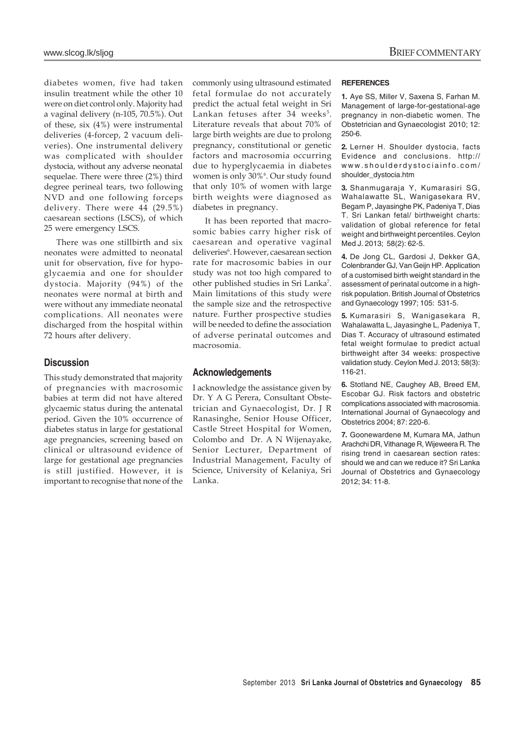diabetes women, five had taken insulin treatment while the other 10 were on diet control only. Majority had a vaginal delivery (n-105, 70.5%). Out of these, six (4%) were instrumental deliveries (4-forcep, 2 vacuum deliveries). One instrumental delivery was complicated with shoulder dystocia, without any adverse neonatal sequelae. There were three (2%) third degree perineal tears, two following NVD and one following forceps delivery. There were 44 (29.5%) caesarean sections (LSCS), of which 25 were emergency LSCS.

There was one stillbirth and six neonates were admitted to neonatal unit for observation, five for hypoglycaemia and one for shoulder dystocia. Majority (94%) of the neonates were normal at birth and were without any immediate neonatal complications. All neonates were discharged from the hospital within 72 hours after delivery.

## Discussion

This study demonstrated that majority of pregnancies with macrosomic babies at term did not have altered glycaemic status during the antenatal period. Given the 10% occurrence of diabetes status in large for gestational age pregnancies, screening based on clinical or ultrasound evidence of large for gestational age pregnancies is still justified. However, it is important to recognise that none of the commonly using ultrasound estimated fetal formulae do not accurately predict the actual fetal weight in Sri Lankan fetuses after 34 weeks[5]. Literature reveals that about 70% of large birth weights are due to prolong pregnancy, constitutional or genetic factors and macrosomia occurring due to hyperglycaemia in diabetes women is only 30%[6]. Our study found that only 10% of women with large birth weights were diagnosed as diabetes in pregnancy.

It has been reported that macrosomic babies carry higher risk of caesarean and operative vaginal deliveries[6]. However, caesarean section rate for macrosomic babies in our study was not too high compared to other published studies in Sri Lanka[7]. Main limitations of this study were the sample size and the retrospective nature. Further prospective studies will be needed to define the association of adverse perinatal outcomes and macrosomia.

## Acknowledgements

I acknowledge the assistance given by Dr. Y A G Perera, Consultant Obstetrician and Gynaecologist, Dr. J R Ranasinghe, Senior House Officer, Castle Street Hospital for Women, Colombo and Dr. A N Wijenayake, Senior Lecturer, Department of Industrial Management, Faculty of Science, University of Kelaniya, Sri Lanka.

### REFERENCES

**1.** Aye SS, Miller V, Saxena S, Farhan M. Management of large-for-gestational-age pregnancy in non-diabetic women. The Obstetrician and Gynaecologist 2010; 12: 250-6.

**2.** Lerner H. Shoulder dystocia, facts Evidence and conclusions. http://www.shoulderdystociainfo.com/shoulder_dystocia.htm

**3.** Shanmugaraja Y, Kumarasiri SG, Wahalawatte SL, Wanigasekara RV, Begam P, Jayasinghe PK, Padeniya T, Dias T. Sri Lankan fetal/ birthweight charts: validation of global reference for fetal weight and birthweight percentiles. Ceylon Med J. 2013; 58(2): 62-5.

**4.** De Jong CL, Gardosi J, Dekker GA, Colenbrander GJ, Van Geijn HP. Application of a customised birth weight standard in the assessment of perinatal outcome in a high-risk population. British Journal of Obstetrics and Gynaecology 1997; 105: 531-5.

**5.** Kumarasiri S, Wanigasekara R, Wahalawatta L, Jayasinghe L, Padeniya T, Dias T. Accuracy of ultrasound estimated fetal weight formulae to predict actual birthweight after 34 weeks: prospective validation study. Ceylon Med J. 2013; 58(3): 116-21.

**6.** Stotland NE, Caughey AB, Breed EM, Escobar GJ. Risk factors and obstetric complications associated with macrosomia. International Journal of Gynaecology and Obstetrics 2004; 87: 220-6.

**7.** Goonewardene M, Kumara MA, Jathun Arachchi DR, Vithanage R, Wijeweera R. The rising trend in caesarean section rates: should we and can we reduce it? Sri Lanka Journal of Obstetrics and Gynaecology 2012; 34: 11-8.